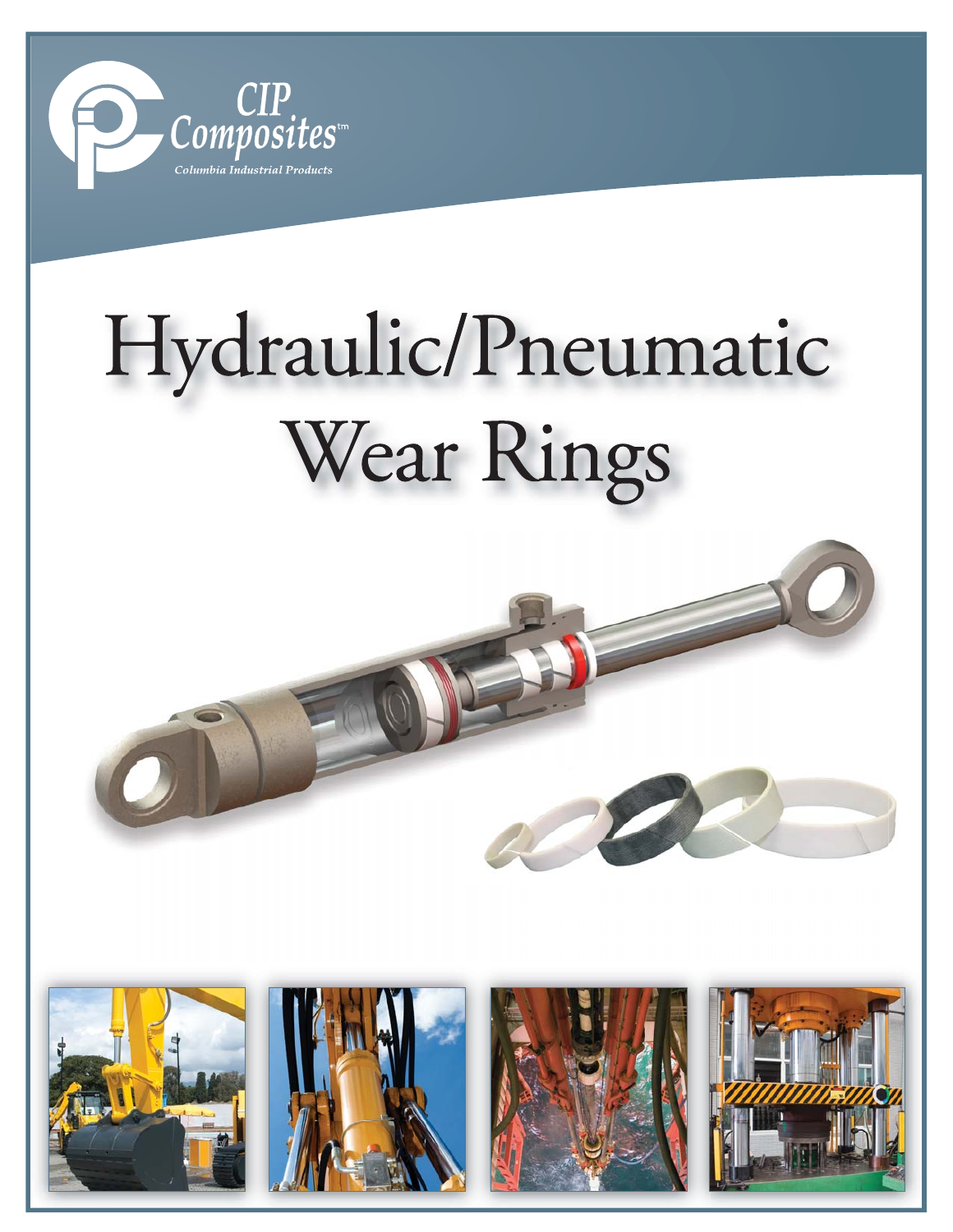CIP Composites™

Columbia Industrial Products

# Hydraulic/Pneumatic Wear Rings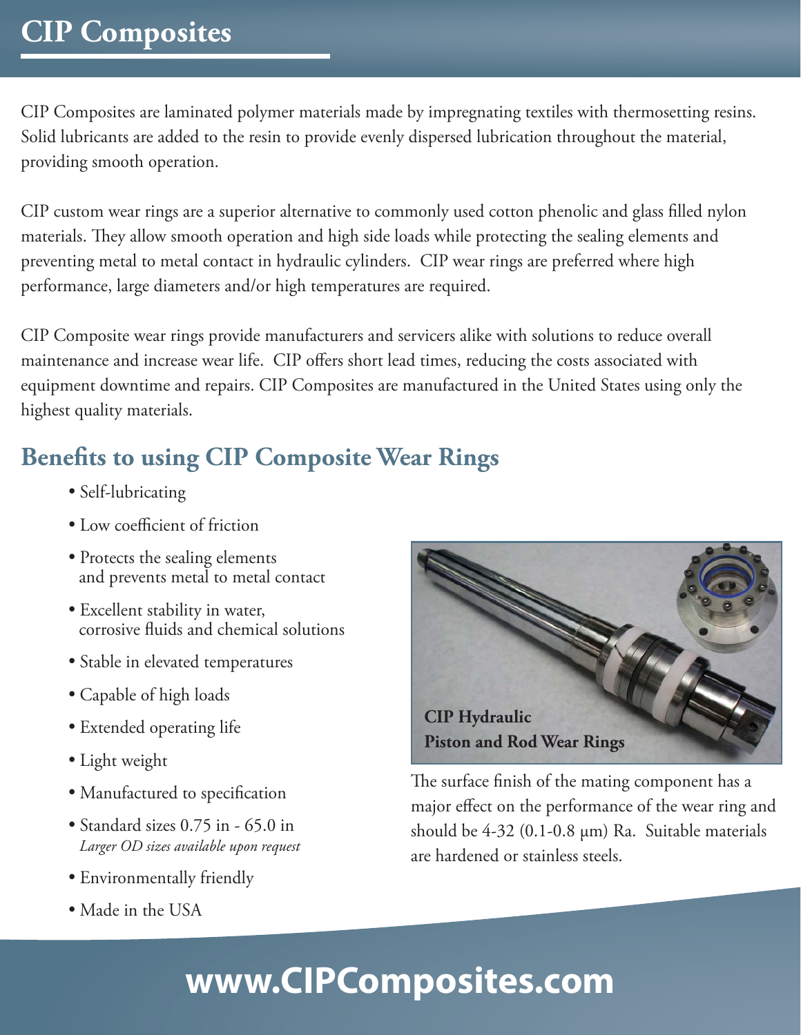# CIP Composites

CIP Composites are laminated polymer materials made by impregnating textiles with thermosetting resins. Solid lubricants are added to the resin to provide evenly dispersed lubrication throughout the material, providing smooth operation.

CIP custom wear rings are a superior alternative to commonly used cotton phenolic and glass filled nylon materials. They allow smooth operation and high side loads while protecting the sealing elements and preventing metal to metal contact in hydraulic cylinders. CIP wear rings are preferred where high performance, large diameters and/or high temperatures are required.

CIP Composite wear rings provide manufacturers and servicers alike with solutions to reduce overall maintenance and increase wear life. CIP offers short lead times, reducing the costs associated with equipment downtime and repairs. CIP Composites are manufactured in the United States using only the highest quality materials.

## Benefits to using CIP Composite Wear Rings

- Self-lubricating
- Low coefficient of friction
- Protects the sealing elements and prevents metal to metal contact
- Excellent stability in water, corrosive fluids and chemical solutions
- Stable in elevated temperatures
- Capable of high loads
- Extended operating life
- Light weight
- Manufactured to specification
- Standard sizes 0.75 in - 65.0 in
  *Larger OD sizes available upon request*
- Environmentally friendly
- Made in the USA

**CIP Hydraulic Piston and Rod Wear Rings**

The surface finish of the mating component has a major effect on the performance of the wear ring and should be 4-32 (0.1-0.8 μm) Ra. Suitable materials are hardened or stainless steels.

**www.CIPComposites.com**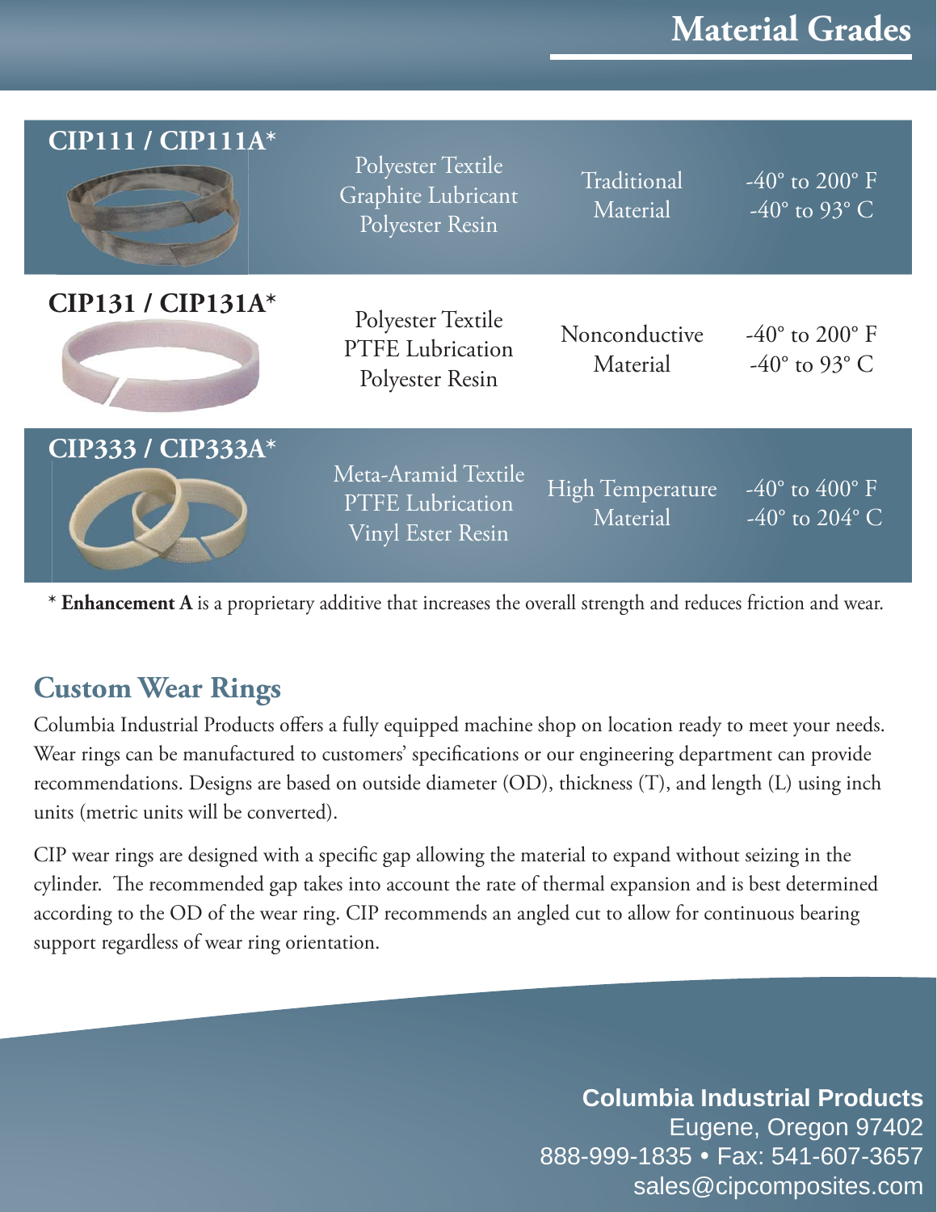# Material Grades

| | | | |
|---|---|---|---|
| **CIP111 / CIP111A*** | Polyester Textile<br>Graphite Lubricant<br>Polyester Resin | Traditional Material | -40° to 200° F<br>-40° to 93° C |
| **CIP131 / CIP131A*** | Polyester Textile<br>PTFE Lubrication<br>Polyester Resin | Nonconductive Material | -40° to 200° F<br>-40° to 93° C |
| **CIP333 / CIP333A*** | Meta-Aramid Textile<br>PTFE Lubrication<br>Vinyl Ester Resin | High Temperature Material | -40° to 400° F<br>-40° to 204° C |

* **Enhancement A** is a proprietary additive that increases the overall strength and reduces friction and wear.

## Custom Wear Rings

Columbia Industrial Products offers a fully equipped machine shop on location ready to meet your needs. Wear rings can be manufactured to customers' specifications or our engineering department can provide recommendations. Designs are based on outside diameter (OD), thickness (T), and length (L) using inch units (metric units will be converted).

CIP wear rings are designed with a specific gap allowing the material to expand without seizing in the cylinder. The recommended gap takes into account the rate of thermal expansion and is best determined according to the OD of the wear ring. CIP recommends an angled cut to allow for continuous bearing support regardless of wear ring orientation.

**Columbia Industrial Products**
Eugene, Oregon 97402
888-999-1835 • Fax: 541-607-3657
sales@cipcomposites.com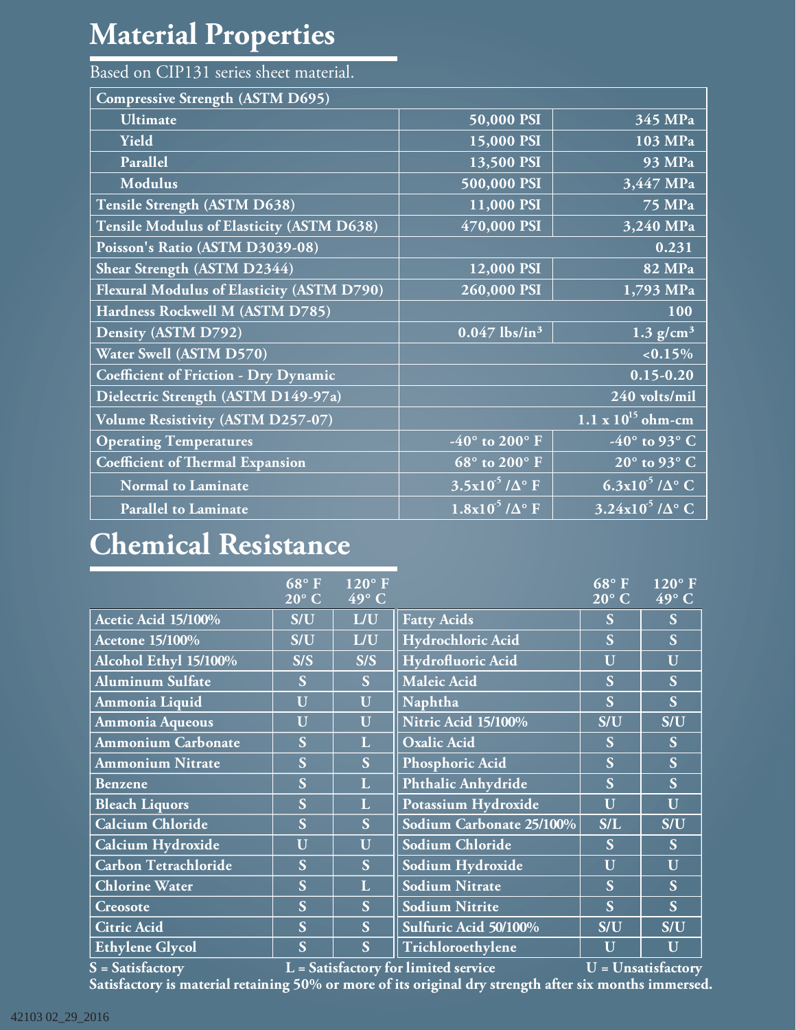# Material Properties

Based on CIP131 series sheet material.

| | | |
|---|---|---|
| **Compressive Strength (ASTM D695)** | | |
| Ultimate | 50,000 PSI | 345 MPa |
| Yield | 15,000 PSI | 103 MPa |
| Parallel | 13,500 PSI | 93 MPa |
| Modulus | 500,000 PSI | 3,447 MPa |
| **Tensile Strength (ASTM D638)** | 11,000 PSI | 75 MPa |
| **Tensile Modulus of Elasticity (ASTM D638)** | 470,000 PSI | 3,240 MPa |
| **Poisson's Ratio (ASTM D3039-08)** | | 0.231 |
| **Shear Strength (ASTM D2344)** | 12,000 PSI | 82 MPa |
| **Flexural Modulus of Elasticity (ASTM D790)** | 260,000 PSI | 1,793 MPa |
| **Hardness Rockwell M (ASTM D785)** | | 100 |
| **Density (ASTM D792)** | 0.047 $lbs/in^3$ | 1.3 $g/cm^3$ |
| **Water Swell (ASTM D570)** | | <0.15% |
| **Coefficient of Friction - Dry Dynamic** | | 0.15-0.20 |
| **Dielectric Strength (ASTM D149-97a)** | | 240 volts/mil |
| **Volume Resistivity (ASTM D257-07)** | | $1.1 \times 10^{15}$ ohm-cm |
| **Operating Temperatures** | -40° to 200° F | -40° to 93° C |
| **Coefficient of Thermal Expansion** | 68° to 200° F | 20° to 93° C |
| Normal to Laminate | $3.5 \times 10^{5}$ /Δ° F | $6.3 \times 10^{5}$ /Δ° C |
| Parallel to Laminate | $1.8 \times 10^{5}$ /Δ° F | $3.24 \times 10^{5}$ /Δ° C |

# Chemical Resistance

| | 68° F 20° C | 120° F 49° C |
|---|---|---|
| Acetic Acid 15/100% | S/U | L/U |
| Acetone 15/100% | S/U | L/U |
| Alcohol Ethyl 15/100% | S/S | S/S |
| Aluminum Sulfate | S | S |
| Ammonia Liquid | U | U |
| Ammonia Aqueous | U | U |
| Ammonium Carbonate | S | L |
| Ammonium Nitrate | S | S |
| Benzene | S | L |
| Bleach Liquors | S | L |
| Calcium Chloride | S | S |
| Calcium Hydroxide | U | U |
| Carbon Tetrachloride | S | S |
| Chlorine Water | S | L |
| Creosote | S | S |
| Citric Acid | S | S |
| Ethylene Glycol | S | S |

| | 68° F 20° C | 120° F 49° C |
|---|---|---|
| Fatty Acids | S | S |
| Hydrochloric Acid | S | S |
| Hydrofluoric Acid | U | U |
| Maleic Acid | S | S |
| Naphtha | S | S |
| Nitric Acid 15/100% | S/U | S/U |
| Oxalic Acid | S | S |
| Phosphoric Acid | S | S |
| Phthalic Anhydride | S | S |
| Potassium Hydroxide | U | U |
| Sodium Carbonate 25/100% | S/L | S/U |
| Sodium Chloride | S | S |
| Sodium Hydroxide | U | U |
| Sodium Nitrate | S | S |
| Sodium Nitrite | S | S |
| Sulfuric Acid 50/100% | S/U | S/U |
| Trichloroethylene | U | U |

**S = Satisfactory** **L = Satisfactory for limited service** **U = Unsatisfactory**

**Satisfactory is material retaining 50% or more of its original dry strength after six months immersed.**

42103 02_29_2016